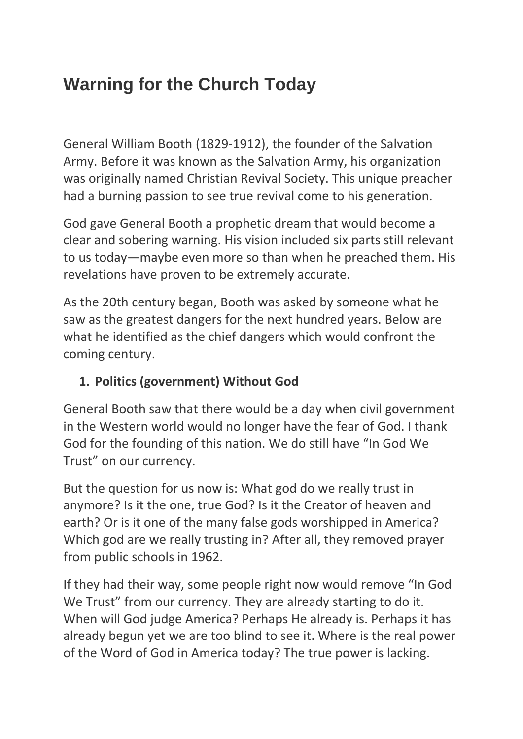# Warning for the Church Today

General William Booth (1829-1912), the founder of the Salvation Army. Before it was known as the Salvation Army, his organization was originally named Christian Revival Society. This unique preacher had a burning passion to see true revival come to his generation.

God gave General Booth a prophetic dream that would become a clear and sobering warning. His vision included six parts still relevant to us today—maybe even more so than when he preached them. His revelations have proven to be extremely accurate.

As the 20th century began, Booth was asked by someone what he saw as the greatest dangers for the next hundred years. Below are what he identified as the chief dangers which would confront the coming century.

1. **Politics (government) Without God**

General Booth saw that there would be a day when civil government in the Western world would no longer have the fear of God. I thank God for the founding of this nation. We do still have "In God We Trust" on our currency.

But the question for us now is: What god do we really trust in anymore? Is it the one, true God? Is it the Creator of heaven and earth? Or is it one of the many false gods worshipped in America? Which god are we really trusting in? After all, they removed prayer from public schools in 1962.

If they had their way, some people right now would remove "In God We Trust" from our currency. They are already starting to do it. When will God judge America? Perhaps He already is. Perhaps it has already begun yet we are too blind to see it. Where is the real power of the Word of God in America today? The true power is lacking.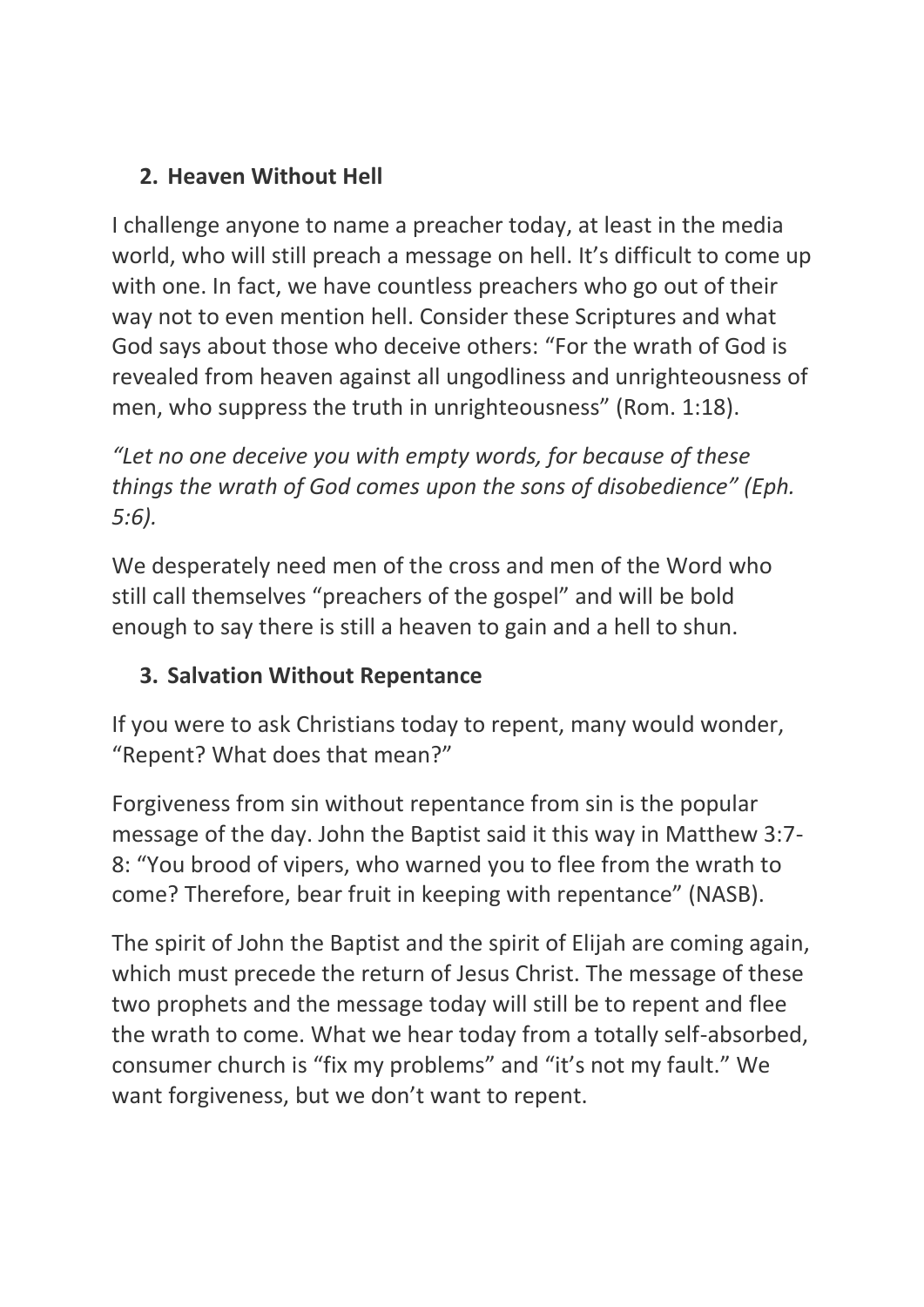2. **Heaven Without Hell**

I challenge anyone to name a preacher today, at least in the media world, who will still preach a message on hell. It's difficult to come up with one. In fact, we have countless preachers who go out of their way not to even mention hell. Consider these Scriptures and what God says about those who deceive others: "For the wrath of God is revealed from heaven against all ungodliness and unrighteousness of men, who suppress the truth in unrighteousness" (Rom. 1:18).

*"Let no one deceive you with empty words, for because of these things the wrath of God comes upon the sons of disobedience" (Eph. 5:6).*

We desperately need men of the cross and men of the Word who still call themselves "preachers of the gospel" and will be bold enough to say there is still a heaven to gain and a hell to shun.

3. **Salvation Without Repentance**

If you were to ask Christians today to repent, many would wonder, "Repent? What does that mean?"

Forgiveness from sin without repentance from sin is the popular message of the day. John the Baptist said it this way in Matthew 3:7-8: "You brood of vipers, who warned you to flee from the wrath to come? Therefore, bear fruit in keeping with repentance" (NASB).

The spirit of John the Baptist and the spirit of Elijah are coming again, which must precede the return of Jesus Christ. The message of these two prophets and the message today will still be to repent and flee the wrath to come. What we hear today from a totally self-absorbed, consumer church is "fix my problems" and "it's not my fault." We want forgiveness, but we don't want to repent.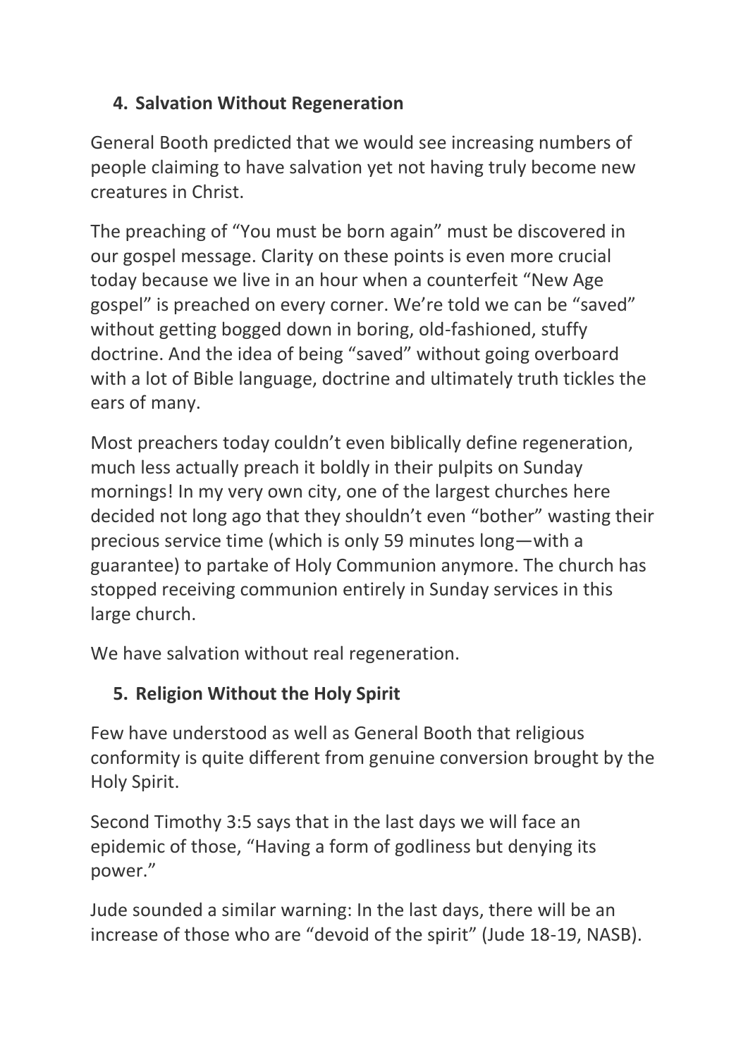4. **Salvation Without Regeneration**

General Booth predicted that we would see increasing numbers of people claiming to have salvation yet not having truly become new creatures in Christ.

The preaching of "You must be born again" must be discovered in our gospel message. Clarity on these points is even more crucial today because we live in an hour when a counterfeit "New Age gospel" is preached on every corner. We're told we can be "saved" without getting bogged down in boring, old-fashioned, stuffy doctrine. And the idea of being "saved" without going overboard with a lot of Bible language, doctrine and ultimately truth tickles the ears of many.

Most preachers today couldn't even biblically define regeneration, much less actually preach it boldly in their pulpits on Sunday mornings! In my very own city, one of the largest churches here decided not long ago that they shouldn't even "bother" wasting their precious service time (which is only 59 minutes long—with a guarantee) to partake of Holy Communion anymore. The church has stopped receiving communion entirely in Sunday services in this large church.

We have salvation without real regeneration.

5. **Religion Without the Holy Spirit**

Few have understood as well as General Booth that religious conformity is quite different from genuine conversion brought by the Holy Spirit.

Second Timothy 3:5 says that in the last days we will face an epidemic of those, "Having a form of godliness but denying its power."

Jude sounded a similar warning: In the last days, there will be an increase of those who are "devoid of the spirit" (Jude 18-19, NASB).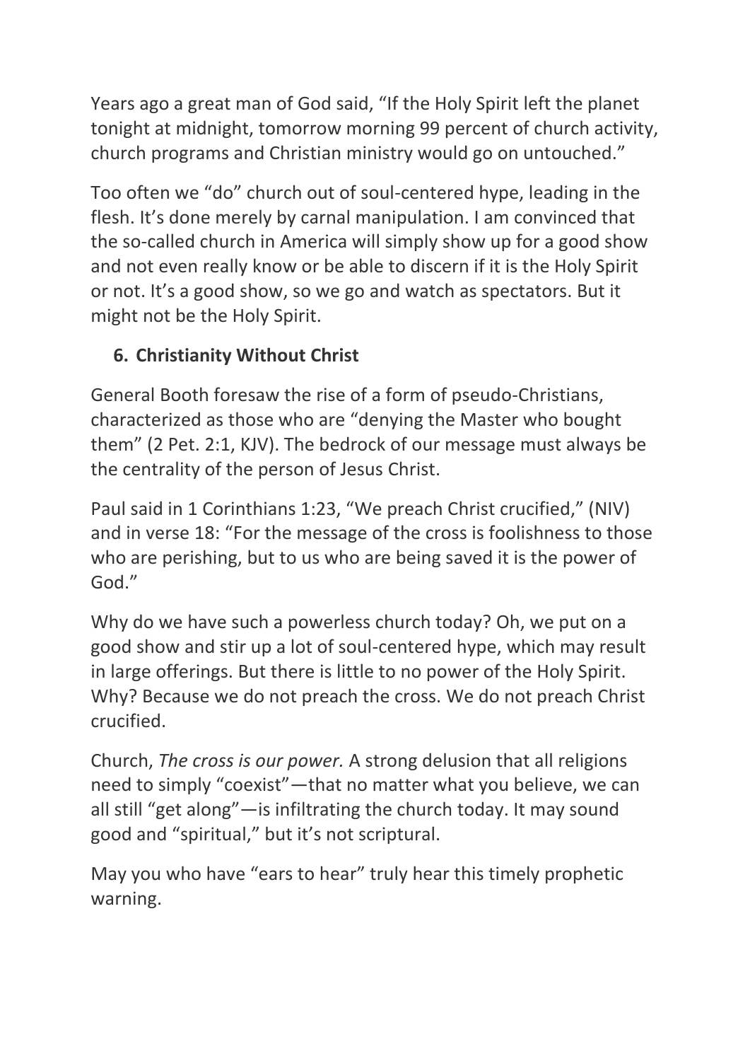Years ago a great man of God said, "If the Holy Spirit left the planet tonight at midnight, tomorrow morning 99 percent of church activity, church programs and Christian ministry would go on untouched."

Too often we "do" church out of soul-centered hype, leading in the flesh. It's done merely by carnal manipulation. I am convinced that the so-called church in America will simply show up for a good show and not even really know or be able to discern if it is the Holy Spirit or not. It's a good show, so we go and watch as spectators. But it might not be the Holy Spirit.

6. **Christianity Without Christ**

General Booth foresaw the rise of a form of pseudo-Christians, characterized as those who are "denying the Master who bought them" (2 Pet. 2:1, KJV). The bedrock of our message must always be the centrality of the person of Jesus Christ.

Paul said in 1 Corinthians 1:23, "We preach Christ crucified," (NIV) and in verse 18: "For the message of the cross is foolishness to those who are perishing, but to us who are being saved it is the power of God."

Why do we have such a powerless church today? Oh, we put on a good show and stir up a lot of soul-centered hype, which may result in large offerings. But there is little to no power of the Holy Spirit. Why? Because we do not preach the cross. We do not preach Christ crucified.

Church, *The cross is our power.* A strong delusion that all religions need to simply "coexist"—that no matter what you believe, we can all still "get along"—is infiltrating the church today. It may sound good and "spiritual," but it's not scriptural.

May you who have "ears to hear" truly hear this timely prophetic warning.